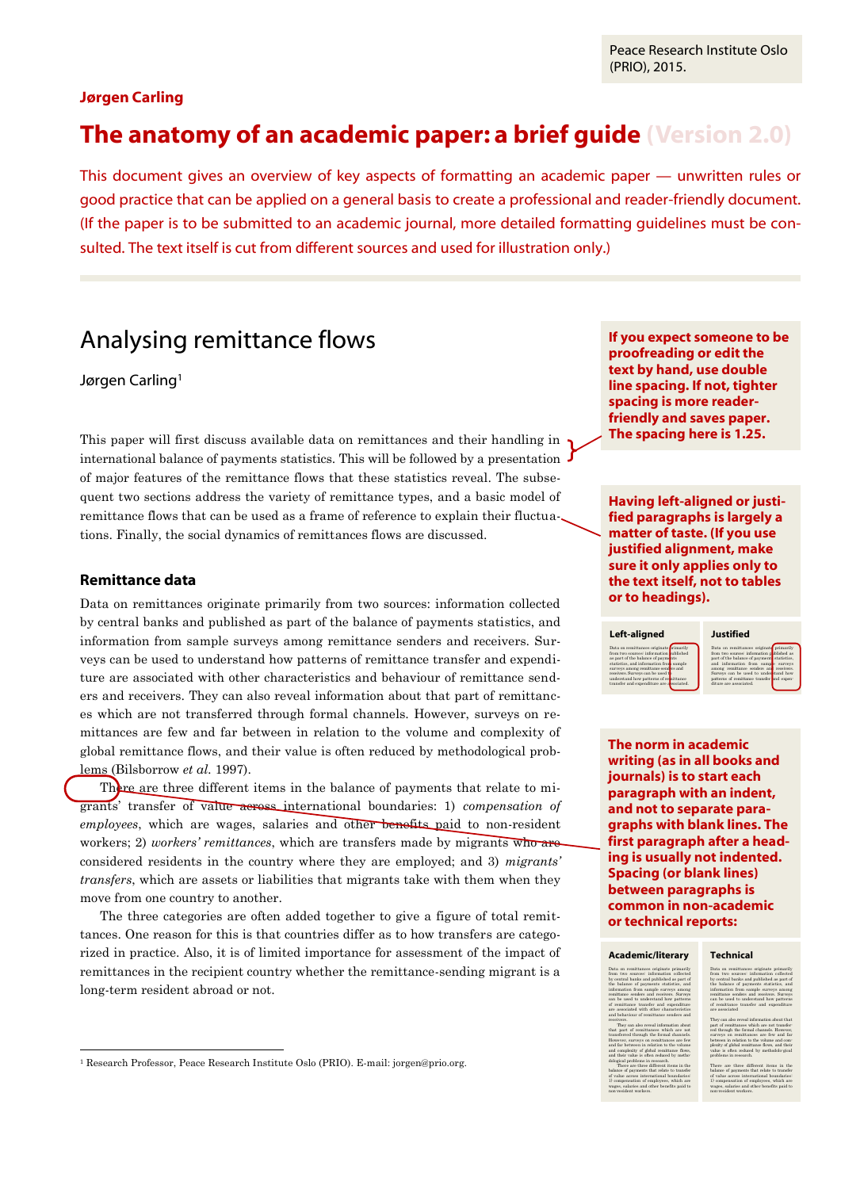Peace Research Institute Oslo (PRIO), 2015.

**Jørgen Carling**

# The anatomy of an academic paper: a brief guide (Version 2.0)

This document gives an overview of key aspects of formatting an academic paper — unwritten rules or good practice that can be applied on a general basis to create a professional and reader-friendly document. (If the paper is to be submitted to an academic journal, more detailed formatting guidelines must be consulted. The text itself is cut from different sources and used for illustration only.)

## Analysing remittance flows

Jørgen Carling[1]

This paper will first discuss available data on remittances and their handling in international balance of payments statistics. This will be followed by a presentation of major features of the remittance flows that these statistics reveal. The subsequent two sections address the variety of remittance types, and a basic model of remittance flows that can be used as a frame of reference to explain their fluctuations. Finally, the social dynamics of remittances flows are discussed.

**If you expect someone to be proofreading or edit the text by hand, use double line spacing. If not, tighter spacing is more reader-friendly and saves paper. The spacing here is 1.25.**

**Having left-aligned or justified paragraphs is largely a matter of taste. (If you use justified alignment, make sure it only applies only to the text itself, not to tables or to headings).**

### Remittance data

Data on remittances originate primarily from two sources: information collected by central banks and published as part of the balance of payments statistics, and information from sample surveys among remittance senders and receivers. Surveys can be used to understand how patterns of remittance transfer and expenditure are associated with other characteristics and behaviour of remittance senders and receivers. They can also reveal information about that part of remittances which are not transferred through formal channels. However, surveys on remittances are few and far between in relation to the volume and complexity of global remittance flows, and their value is often reduced by methodological problems (Bilsborrow *et al.* 1997).

There are three different items in the balance of payments that relate to migrants' transfer of value across international boundaries: 1) *compensation of employees*, which are wages, salaries and other benefits paid to non-resident workers; 2) *workers' remittances*, which are transfers made by migrants who are considered residents in the country where they are employed; and 3) *migrants' transfers*, which are assets or liabilities that migrants take with them when they move from one country to another.

The three categories are often added together to give a figure of total remittances. One reason for this is that countries differ as to how transfers are categorized in practice. Also, it is of limited importance for assessment of the impact of remittances in the recipient country whether the remittance-sending migrant is a long-term resident abroad or not.

**The norm in academic writing (as in all books and journals) is to start each paragraph with an indent, and not to separate paragraphs with blank lines. The first paragraph after a heading is usually not indented. Spacing (or blank lines) between paragraphs is common in non-academic or technical reports:**

[1] Research Professor, Peace Research Institute Oslo (PRIO). E-mail: jorgen@prio.org.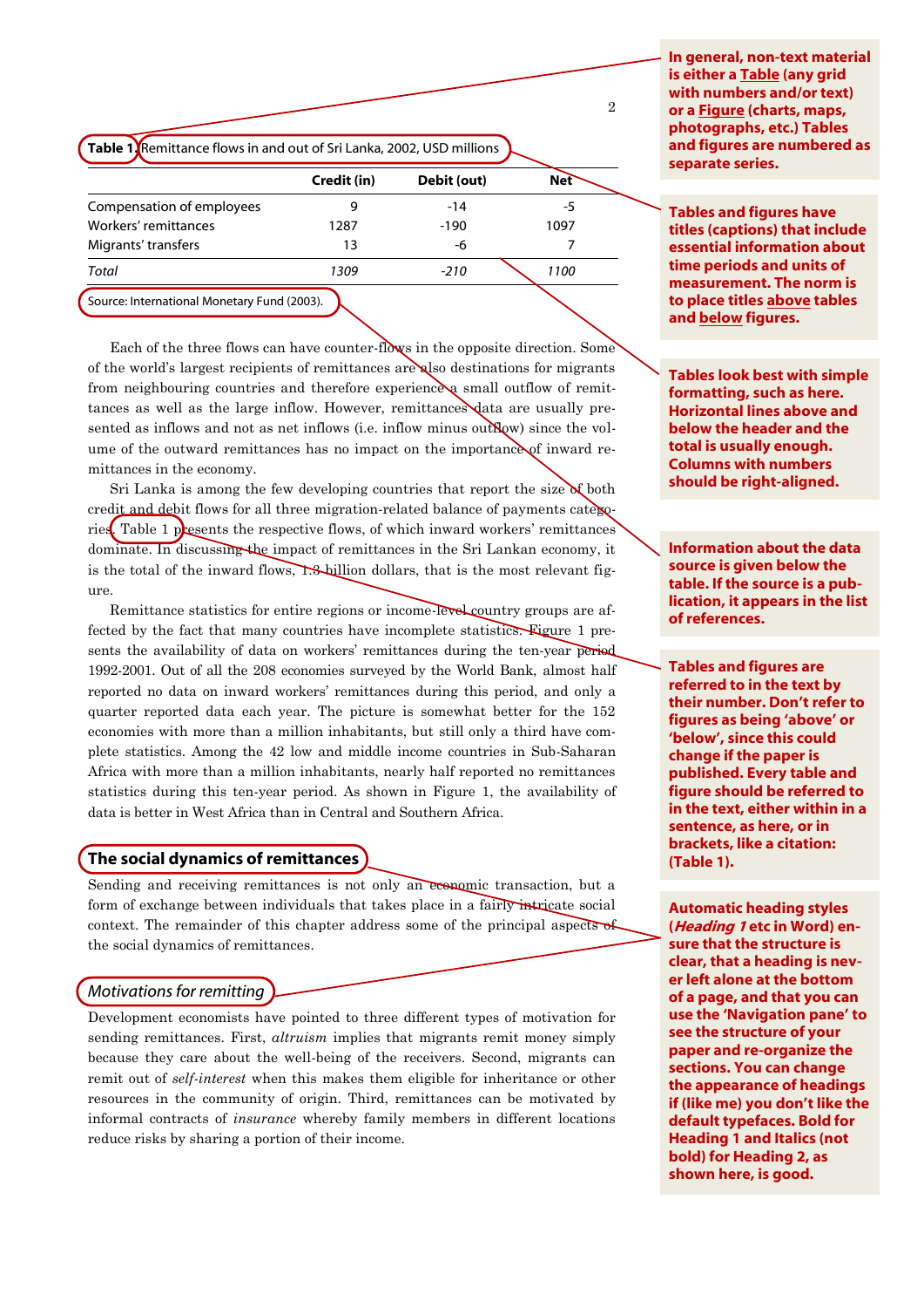**Table 1.** Remittance flows in and out of Sri Lanka, 2002, USD millions

| | Credit (in) | Debit (out) | Net |
|---|---:|---:|---:|
| Compensation of employees | 9 | -14 | -5 |
| Workers' remittances | 1287 | -190 | 1097 |
| Migrants' transfers | 13 | -6 | 7 |
| *Total* | *1309* | *-210* | *1100* |

Source: International Monetary Fund (2003).

Each of the three flows can have counter-flows in the opposite direction. Some of the world's largest recipients of remittances are also destinations for migrants from neighbouring countries and therefore experience a small outflow of remittances as well as the large inflow. However, remittances data are usually presented as inflows and not as net inflows (i.e. inflow minus outflow) since the volume of the outward remittances has no impact on the importance of inward remittances in the economy.

Sri Lanka is among the few developing countries that report the size of both credit and debit flows for all three migration-related balance of payments categories. Table 1 presents the respective flows, of which inward workers' remittances dominate. In discussing the impact of remittances in the Sri Lankan economy, it is the total of the inward flows, 1.3 billion dollars, that is the most relevant figure.

Remittance statistics for entire regions or income-level country groups are affected by the fact that many countries have incomplete statistics. Figure 1 presents the availability of data on workers' remittances during the ten-year period 1992-2001. Out of all the 208 economies surveyed by the World Bank, almost half reported no data on inward workers' remittances during this period, and only a quarter reported data each year. The picture is somewhat better for the 152 economies with more than a million inhabitants, but still only a third have complete statistics. Among the 42 low and middle income countries in Sub-Saharan Africa with more than a million inhabitants, nearly half reported no remittances statistics during this ten-year period. As shown in Figure 1, the availability of data is better in West Africa than in Central and Southern Africa.

# The social dynamics of remittances

Sending and receiving remittances is not only an economic transaction, but a form of exchange between individuals that takes place in a fairly intricate social context. The remainder of this chapter address some of the principal aspects of the social dynamics of remittances.

## *Motivations for remitting*

Development economists have pointed to three different types of motivation for sending remittances. First, *altruism* implies that migrants remit money simply because they care about the well-being of the receivers. Second, migrants can remit out of *self-interest* when this makes them eligible for inheritance or other resources in the community of origin. Third, remittances can be motivated by informal contracts of *insurance* whereby family members in different locations reduce risks by sharing a portion of their income.

**In general, non-text material is either a Table (any grid with numbers and/or text) or a Figure (charts, maps, photographs, etc.) Tables and figures are numbered as separate series.**

**Tables and figures have titles (captions) that include essential information about time periods and units of measurement. The norm is to place titles above tables and below figures.**

**Tables look best with simple formatting, such as here. Horizontal lines above and below the header and the total is usually enough. Columns with numbers should be right-aligned.**

**Information about the data source is given below the table. If the source is a publication, it appears in the list of references.**

**Tables and figures are referred to in the text by their number. Don't refer to figures as being 'above' or 'below', since this could change if the paper is published. Every table and figure should be referred to in the text, either within in a sentence, as here, or in brackets, like a citation: (Table 1).**

**Automatic heading styles (*Heading 1* etc in Word) ensure that the structure is clear, that a heading is never left alone at the bottom of a page, and that you can use the 'Navigation pane' to see the structure of your paper and re-organize the sections. You can change the appearance of headings if (like me) you don't like the default typefaces. Bold for Heading 1 and Italics (not bold) for Heading 2, as shown here, is good.**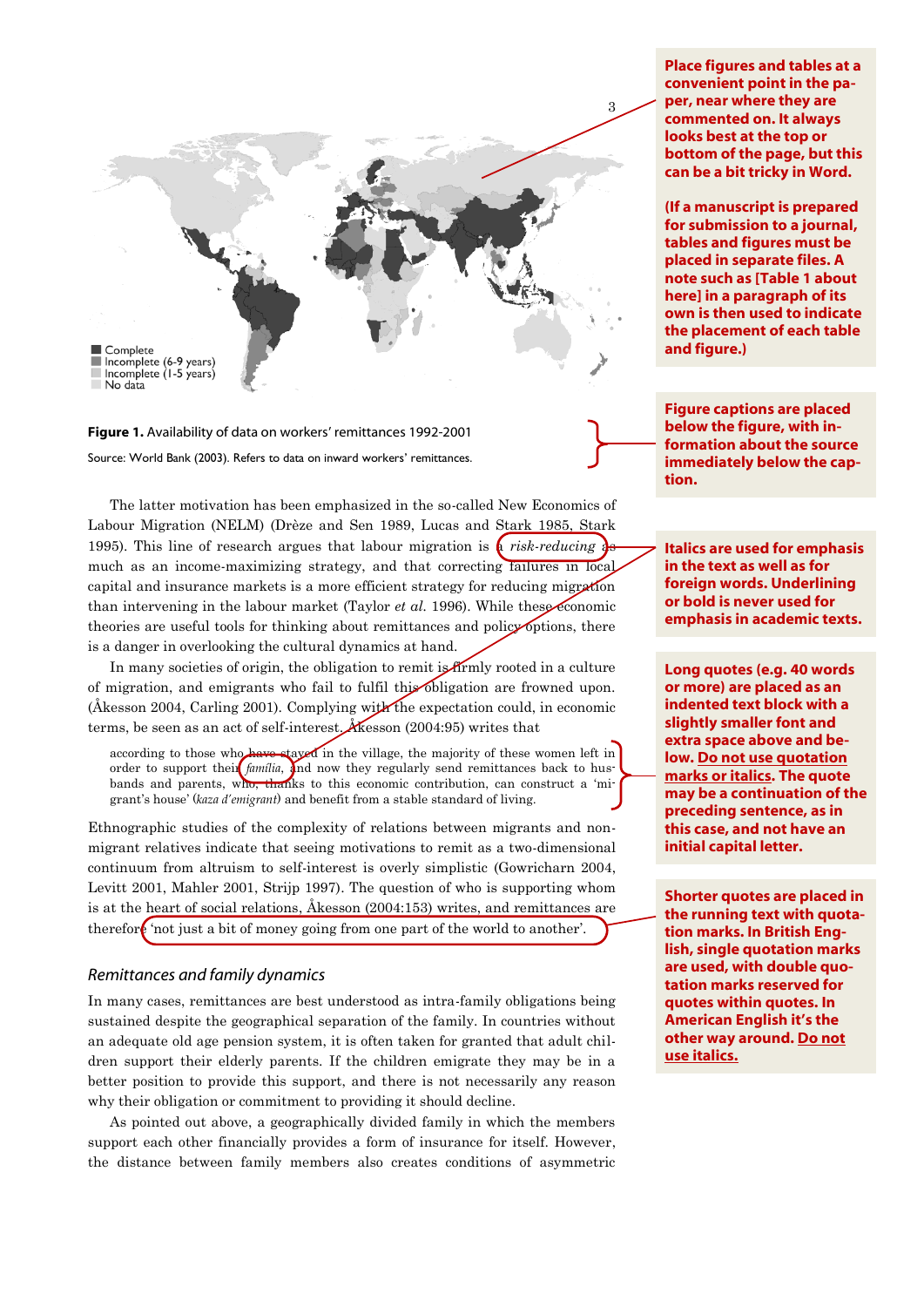■ Complete
■ Incomplete (6-9 years)
■ Incomplete (1-5 years)
■ No data

**Figure 1.** Availability of data on workers' remittances 1992-2001

Source: World Bank (2003). Refers to data on inward workers' remittances.

Place figures and tables at a convenient point in the paper, near where they are commented on. It always looks best at the top or bottom of the page, but this can be a bit tricky in Word.

(If a manuscript is prepared for submission to a journal, tables and figures must be placed in separate files. A note such as [Table 1 about here] in a paragraph of its own is then used to indicate the placement of each table and figure.)

Figure captions are placed below the figure, with information about the source immediately below the caption.

The latter motivation has been emphasized in the so-called New Economics of Labour Migration (NELM) (Drèze and Sen 1989, Lucas and Stark 1985, Stark 1995). This line of research argues that labour migration is a *risk-reducing* as much as an income-maximizing strategy, and that correcting failures in local capital and insurance markets is a more efficient strategy for reducing migration than intervening in the labour market (Taylor *et al.* 1996). While these economic theories are useful tools for thinking about remittances and policy options, there is a danger in overlooking the cultural dynamics at hand.

Italics are used for emphasis in the text as well as for foreign words. Underlining or bold is never used for emphasis in academic texts.

In many societies of origin, the obligation to remit is firmly rooted in a culture of migration, and emigrants who fail to fulfil this obligation are frowned upon. (Åkesson 2004, Carling 2001). Complying with the expectation could, in economic terms, be seen as an act of self-interest. Åkesson (2004:95) writes that

> according to those who have stayed in the village, the majority of these women left in order to support their *família*, and now they regularly send remittances back to husbands and parents, who, thanks to this economic contribution, can construct a 'migrant's house' (*kaza d'emigrant*) and benefit from a stable standard of living.

Long quotes (e.g. 40 words or more) are placed as an indented text block with a slightly smaller font and extra space above and below. Do not use quotation marks or italics. The quote may be a continuation of the preceding sentence, as in this case, and not have an initial capital letter.

Ethnographic studies of the complexity of relations between migrants and non-migrant relatives indicate that seeing motivations to remit as a two-dimensional continuum from altruism to self-interest is overly simplistic (Gowricharn 2004, Levitt 2001, Mahler 2001, Strijp 1997). The question of who is supporting whom is at the heart of social relations, Åkesson (2004:153) writes, and remittances are therefore 'not just a bit of money going from one part of the world to another'.

Shorter quotes are placed in the running text with quotation marks. In British English, single quotation marks are used, with double quotation marks reserved for quotes within quotes. In American English it's the other way around. Do not use italics.

### *Remittances and family dynamics*

In many cases, remittances are best understood as intra-family obligations being sustained despite the geographical separation of the family. In countries without an adequate old age pension system, it is often taken for granted that adult children support their elderly parents. If the children emigrate they may be in a better position to provide this support, and there is not necessarily any reason why their obligation or commitment to providing it should decline.

As pointed out above, a geographically divided family in which the members support each other financially provides a form of insurance for itself. However, the distance between family members also creates conditions of asymmetric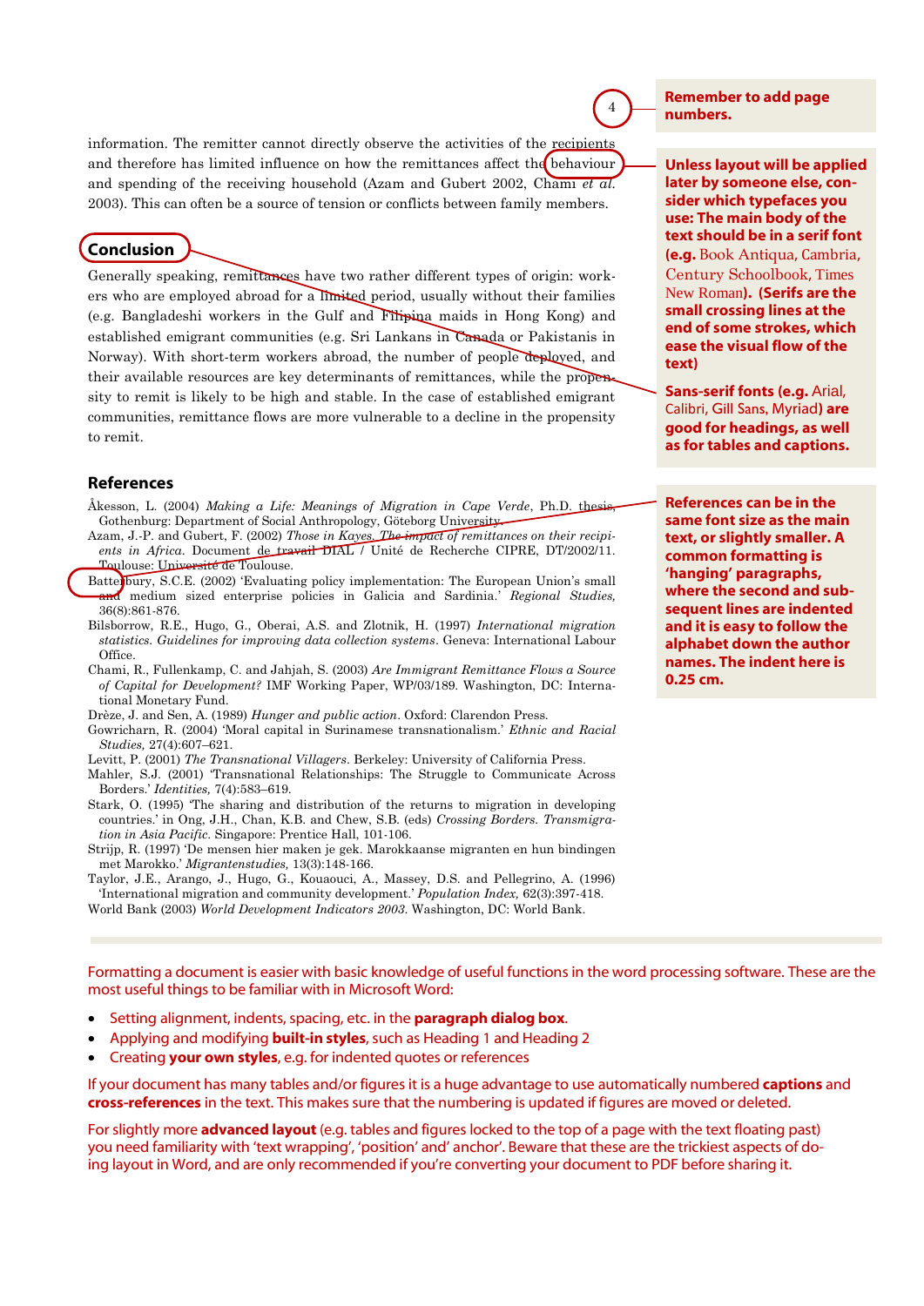information. The remitter cannot directly observe the activities of the recipients and therefore has limited influence on how the remittances affect the behaviour and spending of the receiving household (Azam and Gubert 2002, Chami *et al.* 2003). This can often be a source of tension or conflicts between family members.

**Remember to add page numbers.**

**Unless layout will be applied later by someone else, consider which typefaces you use: The main body of the text should be in a serif font (e.g.** Book Antiqua, Cambria, Century Schoolbook, Times New Roman**). (Serifs are the small crossing lines at the end of some strokes, which ease the visual flow of the text)**

**Sans-serif fonts (e.g.** Arial, Calibri, Gill Sans, Myriad**) are good for headings, as well as for tables and captions.**

## Conclusion

Generally speaking, remittances have two rather different types of origin: workers who are employed abroad for a limited period, usually without their families (e.g. Bangladeshi workers in the Gulf and Filipina maids in Hong Kong) and established emigrant communities (e.g. Sri Lankans in Canada or Pakistanis in Norway). With short-term workers abroad, the number of people deployed, and their available resources are key determinants of remittances, while the propensity to remit is likely to be high and stable. In the case of established emigrant communities, remittance flows are more vulnerable to a decline in the propensity to remit.

## References

**References can be in the same font size as the main text, or slightly smaller. A common formatting is 'hanging' paragraphs, where the second and subsequent lines are indented and it is easy to follow the alphabet down the author names. The indent here is 0.25 cm.**

Åkesson, L. (2004) *Making a Life: Meanings of Migration in Cape Verde*, Ph.D. thesis, Gothenburg: Department of Social Anthropology, Göteborg University.

Azam, J.-P. and Gubert, F. (2002) *Those in Kayes. The impact of remittances on their recipients in Africa*. Document de travail DIAL / Unité de Recherche CIPRE, DT/2002/11. Toulouse: Université de Toulouse.

Batterbury, S.C.E. (2002) 'Evaluating policy implementation: The European Union's small and medium sized enterprise policies in Galicia and Sardinia.' *Regional Studies,* 36(8):861-876.

Bilsborrow, R.E., Hugo, G., Oberai, A.S. and Zlotnik, H. (1997) *International migration statistics. Guidelines for improving data collection systems*. Geneva: International Labour Office.

Chami, R., Fullenkamp, C. and Jahjah, S. (2003) *Are Immigrant Remittance Flows a Source of Capital for Development?* IMF Working Paper, WP/03/189. Washington, DC: International Monetary Fund.

Drèze, J. and Sen, A. (1989) *Hunger and public action*. Oxford: Clarendon Press.

Gowricharn, R. (2004) 'Moral capital in Surinamese transnationalism.' *Ethnic and Racial Studies,* 27(4):607–621.

Levitt, P. (2001) *The Transnational Villagers*. Berkeley: University of California Press.

Mahler, S.J. (2001) 'Transnational Relationships: The Struggle to Communicate Across Borders.' *Identities,* 7(4):583–619.

Stark, O. (1995) 'The sharing and distribution of the returns to migration in developing countries.' in Ong, J.H., Chan, K.B. and Chew, S.B. (eds) *Crossing Borders. Transmigration in Asia Pacific*. Singapore: Prentice Hall, 101-106.

Strijp, R. (1997) 'De mensen hier maken je gek. Marokkaanse migranten en hun bindingen met Marokko.' *Migrantenstudies,* 13(3):148-166.

Taylor, J.E., Arango, J., Hugo, G., Kouaouci, A., Massey, D.S. and Pellegrino, A. (1996) 'International migration and community development.' *Population Index,* 62(3):397-418.

World Bank (2003) *World Development Indicators 2003*. Washington, DC: World Bank.

---

Formatting a document is easier with basic knowledge of useful functions in the word processing software. These are the most useful things to be familiar with in Microsoft Word:

- Setting alignment, indents, spacing, etc. in the **paragraph dialog box**.
- Applying and modifying **built-in styles**, such as Heading 1 and Heading 2
- Creating **your own styles**, e.g. for indented quotes or references

If your document has many tables and/or figures it is a huge advantage to use automatically numbered **captions** and **cross-references** in the text. This makes sure that the numbering is updated if figures are moved or deleted.

For slightly more **advanced layout** (e.g. tables and figures locked to the top of a page with the text floating past) you need familiarity with 'text wrapping', 'position' and' anchor'. Beware that these are the trickiest aspects of doing layout in Word, and are only recommended if you're converting your document to PDF before sharing it.